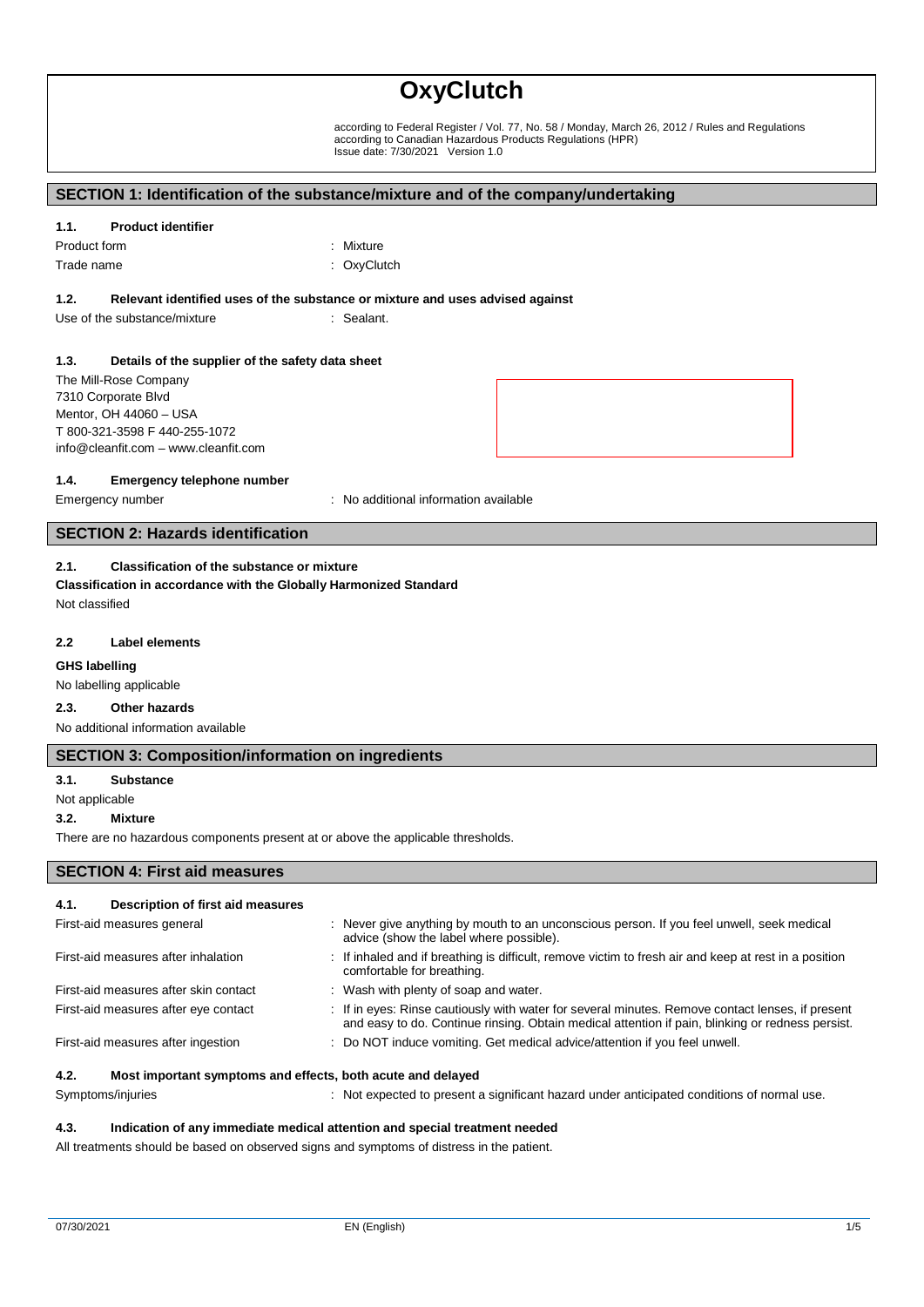# OxyClutch

according to Federal Register / Vol. 77, No. 58 / Monday, March 26, 2012 / Rules and Regulations
according to Canadian Hazardous Products Regulations (HPR)
Issue date: 7/30/2021 Version 1.0

## SECTION 1: Identification of the substance/mixture and of the company/undertaking

### 1.1. Product identifier

Product form : Mixture

Trade name : OxyClutch

### 1.2. Relevant identified uses of the substance or mixture and uses advised against

Use of the substance/mixture : Sealant.

### 1.3. Details of the supplier of the safety data sheet

The Mill-Rose Company
7310 Corporate Blvd
Mentor, OH 44060 – USA
T 800-321-3598 F 440-255-1072
info@cleanfit.com – www.cleanfit.com

### 1.4. Emergency telephone number

Emergency number : No additional information available

## SECTION 2: Hazards identification

### 2.1. Classification of the substance or mixture

**Classification in accordance with the Globally Harmonized Standard**

Not classified

### 2.2 Label elements

**GHS labelling**

No labelling applicable

### 2.3. Other hazards

No additional information available

## SECTION 3: Composition/information on ingredients

### 3.1. Substance

Not applicable

### 3.2. Mixture

There are no hazardous components present at or above the applicable thresholds.

## SECTION 4: First aid measures

### 4.1. Description of first aid measures

First-aid measures general : Never give anything by mouth to an unconscious person. If you feel unwell, seek medical advice (show the label where possible).

First-aid measures after inhalation : If inhaled and if breathing is difficult, remove victim to fresh air and keep at rest in a position comfortable for breathing.

First-aid measures after skin contact : Wash with plenty of soap and water.

First-aid measures after eye contact : If in eyes: Rinse cautiously with water for several minutes. Remove contact lenses, if present and easy to do. Continue rinsing. Obtain medical attention if pain, blinking or redness persist.

First-aid measures after ingestion : Do NOT induce vomiting. Get medical advice/attention if you feel unwell.

### 4.2. Most important symptoms and effects, both acute and delayed

Symptoms/injuries : Not expected to present a significant hazard under anticipated conditions of normal use.

### 4.3. Indication of any immediate medical attention and special treatment needed

All treatments should be based on observed signs and symptoms of distress in the patient.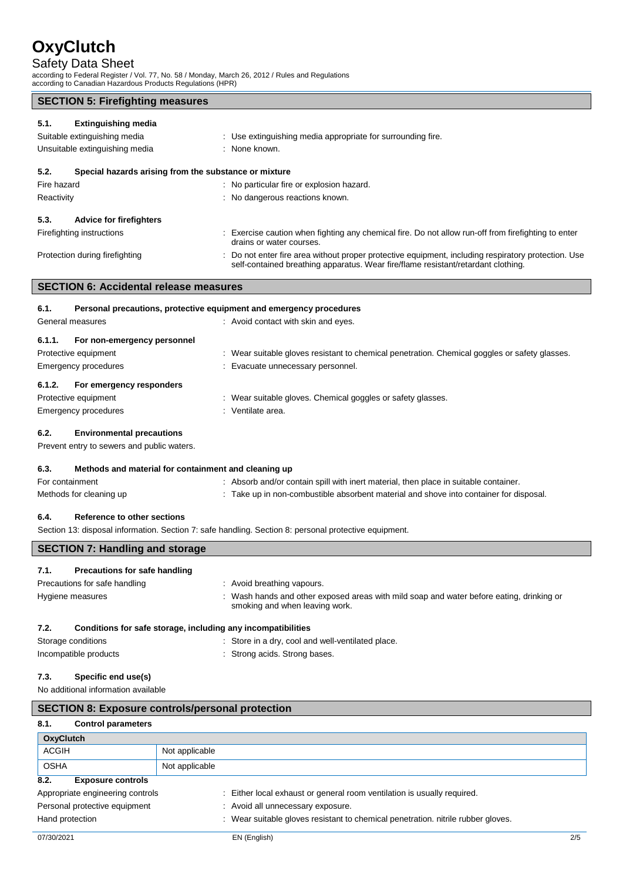## SECTION 5: Firefighting measures

### 5.1. Extinguishing media

Suitable extinguishing media : Use extinguishing media appropriate for surrounding fire.

Unsuitable extinguishing media : None known.

### 5.2. Special hazards arising from the substance or mixture

Fire hazard : No particular fire or explosion hazard.

Reactivity : No dangerous reactions known.

### 5.3. Advice for firefighters

Firefighting instructions : Exercise caution when fighting any chemical fire. Do not allow run-off from firefighting to enter drains or water courses.

Protection during firefighting : Do not enter fire area without proper protective equipment, including respiratory protection. Use self-contained breathing apparatus. Wear fire/flame resistant/retardant clothing.

## SECTION 6: Accidental release measures

### 6.1. Personal precautions, protective equipment and emergency procedures

General measures : Avoid contact with skin and eyes.

#### 6.1.1. For non-emergency personnel

Protective equipment : Wear suitable gloves resistant to chemical penetration. Chemical goggles or safety glasses.

Emergency procedures : Evacuate unnecessary personnel.

#### 6.1.2. For emergency responders

Protective equipment : Wear suitable gloves. Chemical goggles or safety glasses.

Emergency procedures : Ventilate area.

### 6.2. Environmental precautions

Prevent entry to sewers and public waters.

### 6.3. Methods and material for containment and cleaning up

For containment : Absorb and/or contain spill with inert material, then place in suitable container.

Methods for cleaning up : Take up in non-combustible absorbent material and shove into container for disposal.

### 6.4. Reference to other sections

Section 13: disposal information. Section 7: safe handling. Section 8: personal protective equipment.

## SECTION 7: Handling and storage

### 7.1. Precautions for safe handling

Precautions for safe handling : Avoid breathing vapours.

Hygiene measures : Wash hands and other exposed areas with mild soap and water before eating, drinking or smoking and when leaving work.

### 7.2. Conditions for safe storage, including any incompatibilities

Storage conditions : Store in a dry, cool and well-ventilated place.

Incompatible products : Strong acids. Strong bases.

### 7.3. Specific end use(s)

No additional information available

## SECTION 8: Exposure controls/personal protection

### 8.1. Control parameters

| OxyClutch | |
|---|---|
| ACGIH | Not applicable |
| OSHA | Not applicable |

### 8.2. Exposure controls

Appropriate engineering controls : Either local exhaust or general room ventilation is usually required.

Personal protective equipment : Avoid all unnecessary exposure.

Hand protection : Wear suitable gloves resistant to chemical penetration. nitrile rubber gloves.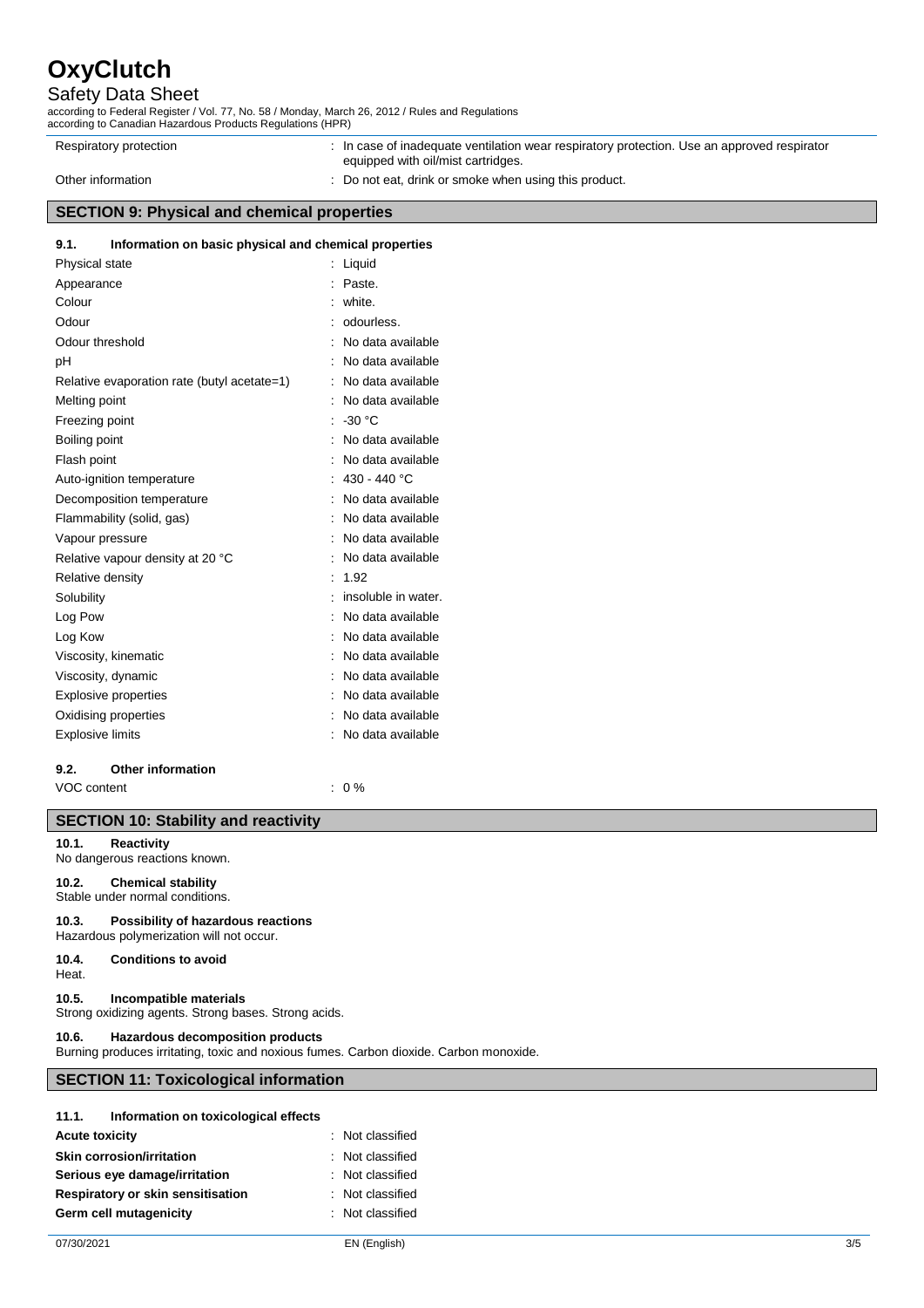| | |
|---|---|
| Respiratory protection | : In case of inadequate ventilation wear respiratory protection. Use an approved respirator equipped with oil/mist cartridges. |
| Other information | : Do not eat, drink or smoke when using this product. |

## SECTION 9: Physical and chemical properties

### 9.1. Information on basic physical and chemical properties

| | |
|---|---|
| Physical state | : Liquid |
| Appearance | : Paste. |
| Colour | : white. |
| Odour | : odourless. |
| Odour threshold | : No data available |
| pH | : No data available |
| Relative evaporation rate (butyl acetate=1) | : No data available |
| Melting point | : No data available |
| Freezing point | : -30 °C |
| Boiling point | : No data available |
| Flash point | : No data available |
| Auto-ignition temperature | : 430 - 440 °C |
| Decomposition temperature | : No data available |
| Flammability (solid, gas) | : No data available |
| Vapour pressure | : No data available |
| Relative vapour density at 20 °C | : No data available |
| Relative density | : 1.92 |
| Solubility | : insoluble in water. |
| Log Pow | : No data available |
| Log Kow | : No data available |
| Viscosity, kinematic | : No data available |
| Viscosity, dynamic | : No data available |
| Explosive properties | : No data available |
| Oxidising properties | : No data available |
| Explosive limits | : No data available |

### 9.2. Other information

| | |
|---|---|
| VOC content | : 0 % |

## SECTION 10: Stability and reactivity

### 10.1. Reactivity
No dangerous reactions known.

### 10.2. Chemical stability
Stable under normal conditions.

### 10.3. Possibility of hazardous reactions
Hazardous polymerization will not occur.

### 10.4. Conditions to avoid
Heat.

### 10.5. Incompatible materials
Strong oxidizing agents. Strong bases. Strong acids.

### 10.6. Hazardous decomposition products
Burning produces irritating, toxic and noxious fumes. Carbon dioxide. Carbon monoxide.

## SECTION 11: Toxicological information

### 11.1. Information on toxicological effects

| | |
|---|---|
| **Acute toxicity** | : Not classified |
| **Skin corrosion/irritation** | : Not classified |
| **Serious eye damage/irritation** | : Not classified |
| **Respiratory or skin sensitisation** | : Not classified |
| **Germ cell mutagenicity** | : Not classified |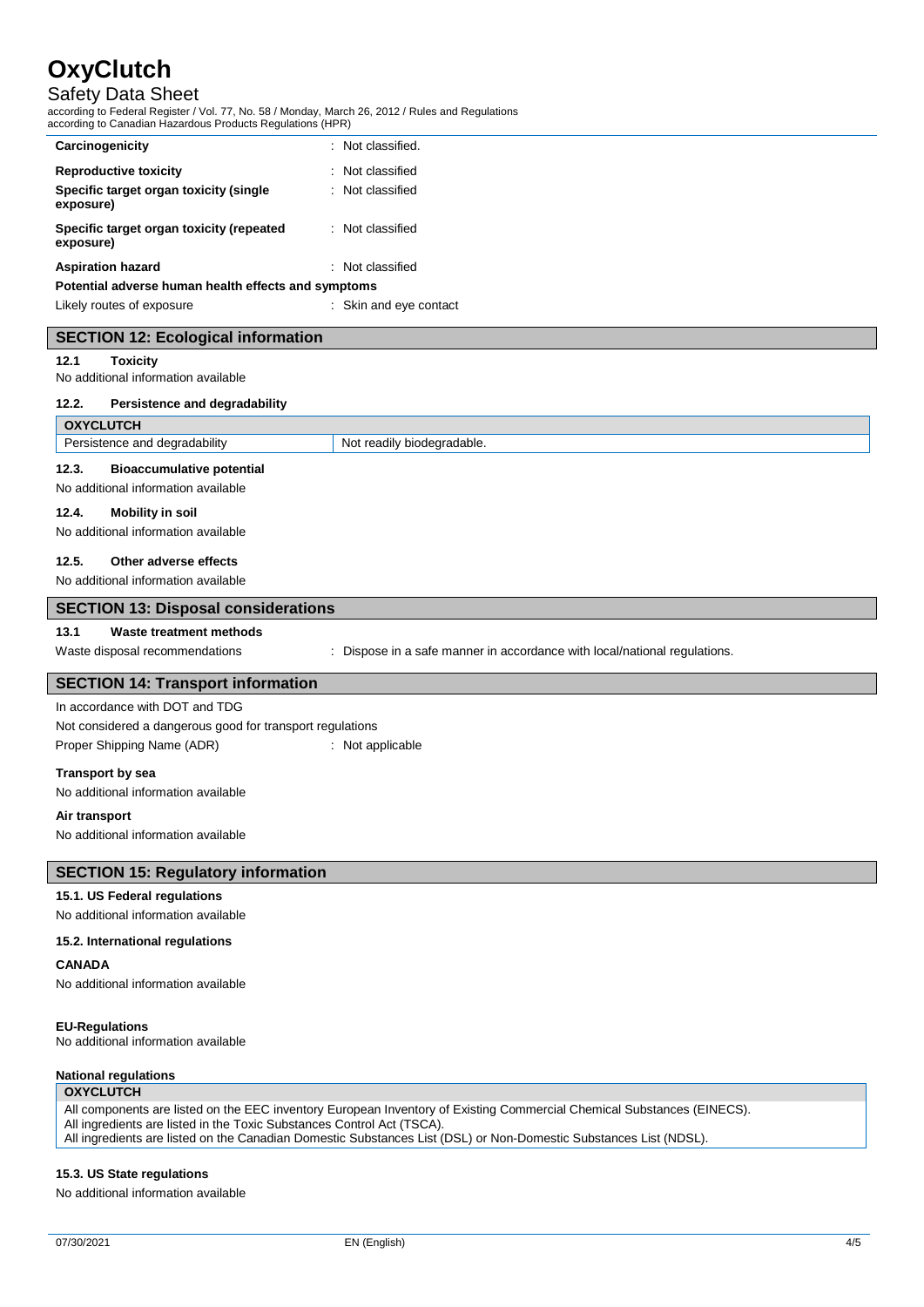| | |
|---|---|
| **Carcinogenicity** | : Not classified. |
| **Reproductive toxicity** | : Not classified |
| **Specific target organ toxicity (single exposure)** | : Not classified |
| **Specific target organ toxicity (repeated exposure)** | : Not classified |
| **Aspiration hazard** | : Not classified |

**Potential adverse human health effects and symptoms**

Likely routes of exposure : Skin and eye contact

## SECTION 12: Ecological information

### 12.1 Toxicity

No additional information available

### 12.2. Persistence and degradability

| OXYCLUTCH | |
|---|---|
| Persistence and degradability | Not readily biodegradable. |

### 12.3. Bioaccumulative potential

No additional information available

### 12.4. Mobility in soil

No additional information available

### 12.5. Other adverse effects

No additional information available

## SECTION 13: Disposal considerations

### 13.1 Waste treatment methods

Waste disposal recommendations : Dispose in a safe manner in accordance with local/national regulations.

## SECTION 14: Transport information

In accordance with DOT and TDG

Not considered a dangerous good for transport regulations

Proper Shipping Name (ADR) : Not applicable

**Transport by sea**

No additional information available

**Air transport**

No additional information available

## SECTION 15: Regulatory information

### 15.1. US Federal regulations

No additional information available

### 15.2. International regulations

**CANADA**

No additional information available

**EU-Regulations**

No additional information available

**National regulations**

**OXYCLUTCH**

All components are listed on the EEC inventory European Inventory of Existing Commercial Chemical Substances (EINECS).
All ingredients are listed in the Toxic Substances Control Act (TSCA).
All ingredients are listed on the Canadian Domestic Substances List (DSL) or Non-Domestic Substances List (NDSL).

### 15.3. US State regulations

No additional information available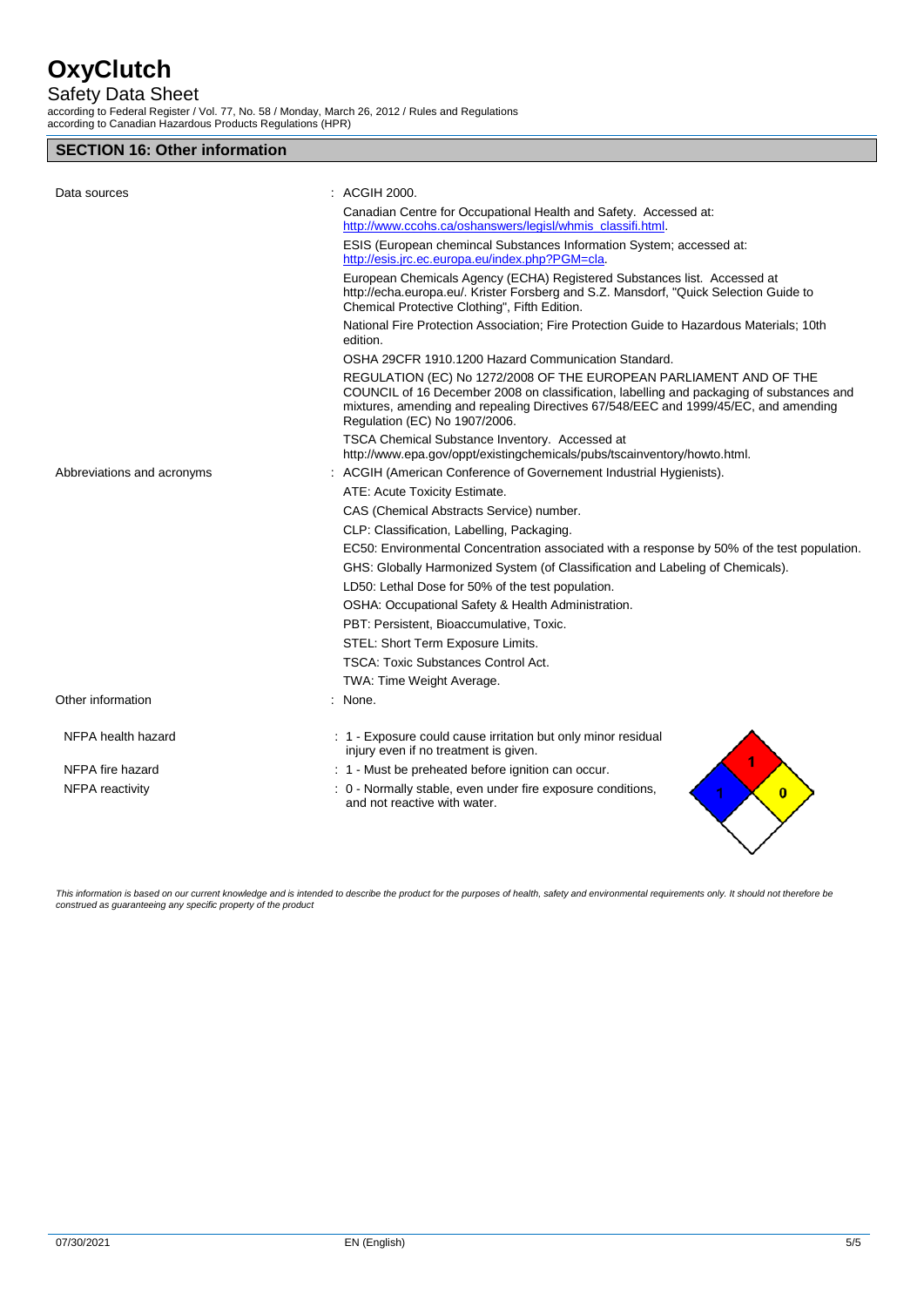# OxyClutch

## Safety Data Sheet

according to Federal Register / Vol. 77, No. 58 / Monday, March 26, 2012 / Rules and Regulations
according to Canadian Hazardous Products Regulations (HPR)

### SECTION 16: Other information

| | |
|---|---|
| Data sources | : ACGIH 2000. |
| | Canadian Centre for Occupational Health and Safety. Accessed at: http://www.ccohs.ca/oshanswers/legisl/whmis_classifi.html. |
| | ESIS (European chemincal Substances Information System; accessed at: http://esis.jrc.ec.europa.eu/index.php?PGM=cla. |
| | European Chemicals Agency (ECHA) Registered Substances list. Accessed at http://echa.europa.eu/. Krister Forsberg and S.Z. Mansdorf, "Quick Selection Guide to Chemical Protective Clothing", Fifth Edition. |
| | National Fire Protection Association; Fire Protection Guide to Hazardous Materials; 10th edition. |
| | OSHA 29CFR 1910.1200 Hazard Communication Standard. |
| | REGULATION (EC) No 1272/2008 OF THE EUROPEAN PARLIAMENT AND OF THE COUNCIL of 16 December 2008 on classification, labelling and packaging of substances and mixtures, amending and repealing Directives 67/548/EEC and 1999/45/EC, and amending Regulation (EC) No 1907/2006. |
| | TSCA Chemical Substance Inventory. Accessed at http://www.epa.gov/oppt/existingchemicals/pubs/tscainventory/howto.html. |
| Abbreviations and acronyms | : ACGIH (American Conference of Governement Industrial Hygienists). |
| | ATE: Acute Toxicity Estimate. |
| | CAS (Chemical Abstracts Service) number. |
| | CLP: Classification, Labelling, Packaging. |
| | EC50: Environmental Concentration associated with a response by 50% of the test population. |
| | GHS: Globally Harmonized System (of Classification and Labeling of Chemicals). |
| | LD50: Lethal Dose for 50% of the test population. |
| | OSHA: Occupational Safety & Health Administration. |
| | PBT: Persistent, Bioaccumulative, Toxic. |
| | STEL: Short Term Exposure Limits. |
| | TSCA: Toxic Substances Control Act. |
| | TWA: Time Weight Average. |
| Other information | : None. |
| NFPA health hazard | : 1 - Exposure could cause irritation but only minor residual injury even if no treatment is given. |
| NFPA fire hazard | : 1 - Must be preheated before ignition can occur. |
| NFPA reactivity | : 0 - Normally stable, even under fire exposure conditions, and not reactive with water. |

1
1
0

*This information is based on our current knowledge and is intended to describe the product for the purposes of health, safety and environmental requirements only. It should not therefore be construed as guaranteeing any specific property of the product*

07/30/2021 EN (English)